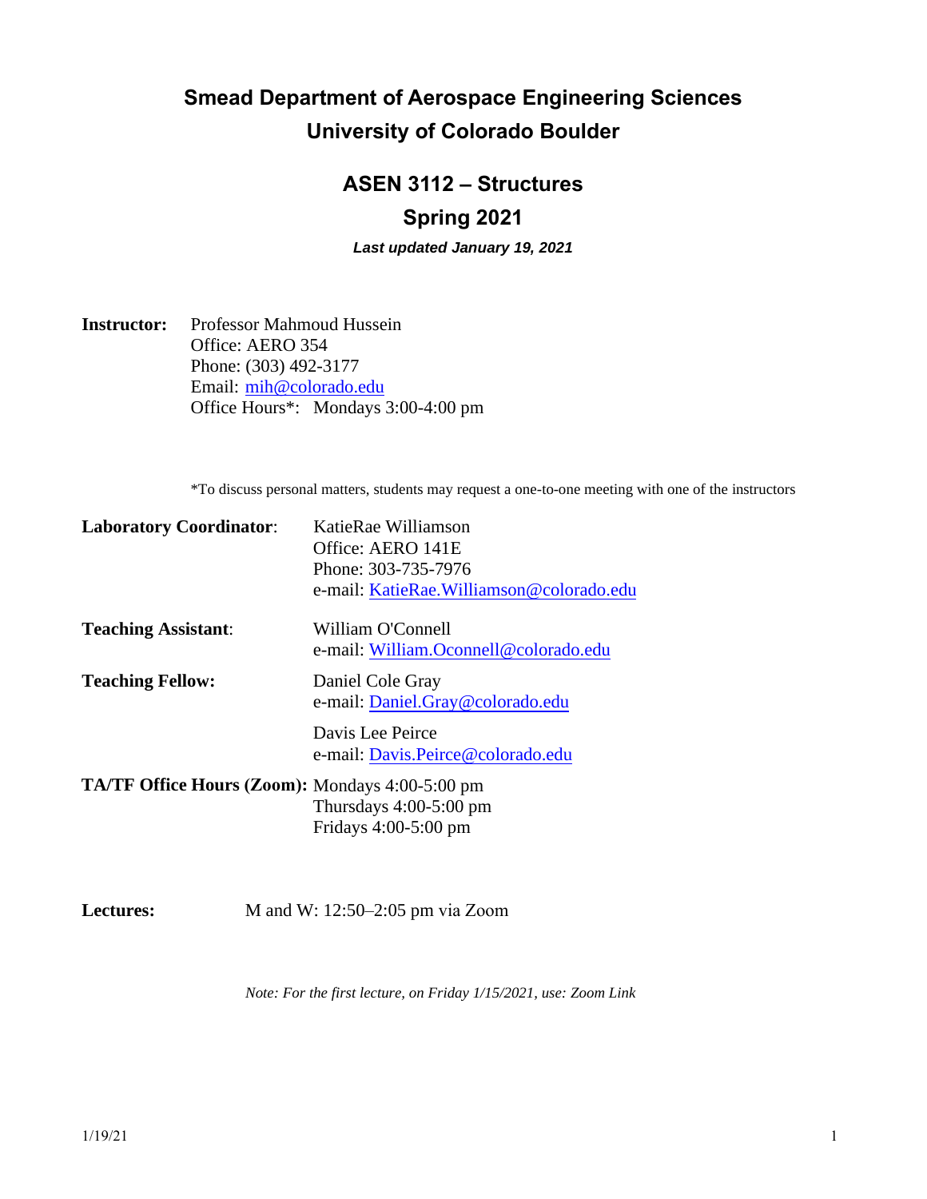# Smead Department of Aerospace Engineering Sciences
# University of Colorado Boulder

## ASEN 3112 – Structures
## Spring 2021

***Last updated January 19, 2021***

**Instructor:** Professor Mahmoud Hussein
Office: AERO 354
Phone: (303) 492-3177
Email: mih@colorado.edu
Office Hours*: Mondays 3:00-4:00 pm

*To discuss personal matters, students may request a one-to-one meeting with one of the instructors

**Laboratory Coordinator**: KatieRae Williamson
Office: AERO 141E
Phone: 303-735-7976
e-mail: KatieRae.Williamson@colorado.edu

**Teaching Assistant**: William O'Connell
e-mail: William.Oconnell@colorado.edu

**Teaching Fellow:** Daniel Cole Gray
e-mail: Daniel.Gray@colorado.edu

Davis Lee Peirce
e-mail: Davis.Peirce@colorado.edu

**TA/TF Office Hours (Zoom):** Mondays 4:00-5:00 pm
Thursdays 4:00-5:00 pm
Fridays 4:00-5:00 pm

**Lectures:** M and W: 12:50–2:05 pm via Zoom

*Note: For the first lecture, on Friday 1/15/2021, use: Zoom Link*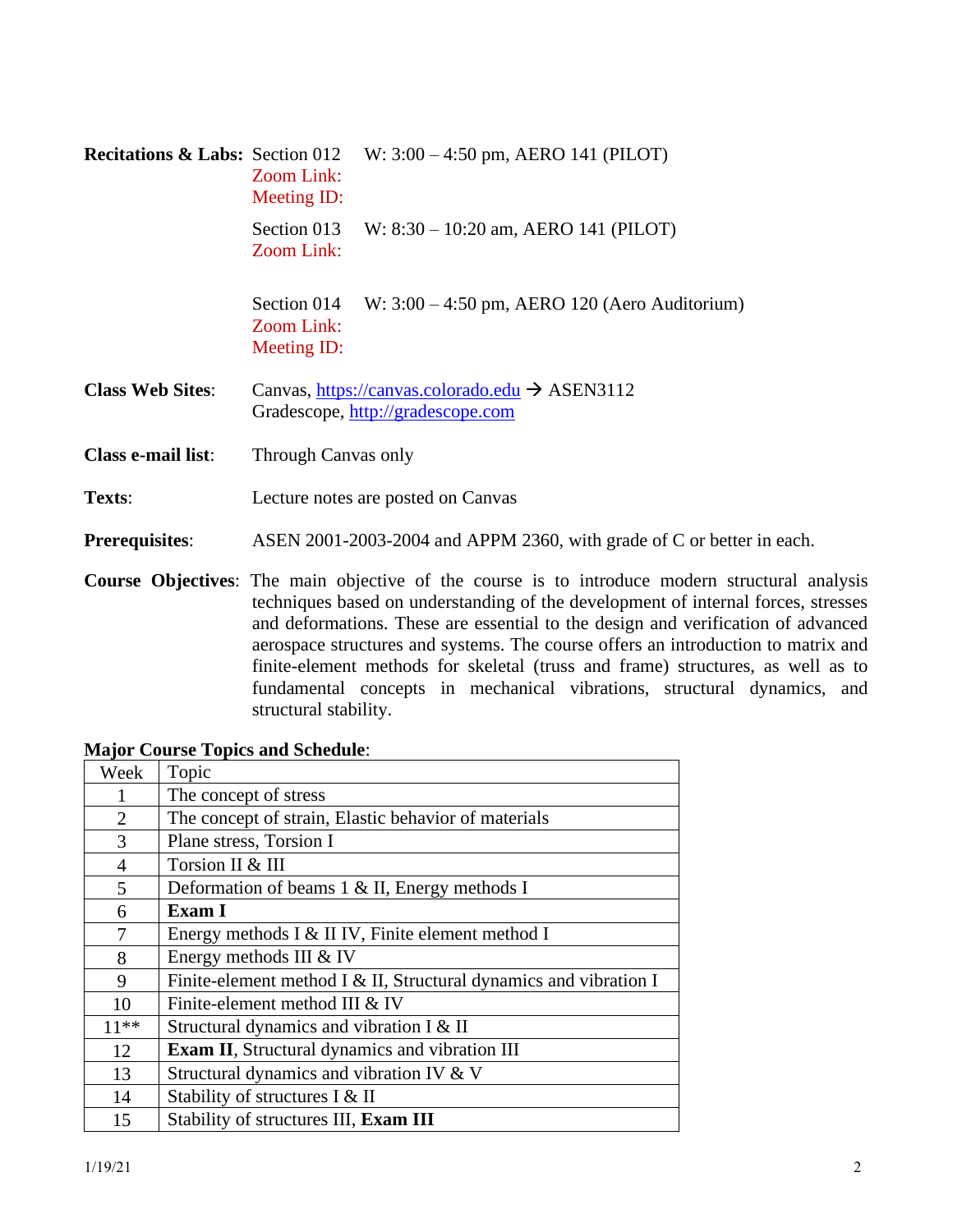**Recitations & Labs:** Section 012 W: 3:00 – 4:50 pm, AERO 141 (PILOT)
Zoom Link:
Meeting ID:

Section 013 W: 8:30 – 10:20 am, AERO 141 (PILOT)
Zoom Link:

Section 014 W: 3:00 – 4:50 pm, AERO 120 (Aero Auditorium)
Zoom Link:
Meeting ID:

**Class Web Sites**: Canvas, https://canvas.colorado.edu → ASEN3112
Gradescope, http://gradescope.com

**Class e-mail list**: Through Canvas only

**Texts**: Lecture notes are posted on Canvas

**Prerequisites**: ASEN 2001-2003-2004 and APPM 2360, with grade of C or better in each.

**Course Objectives**: The main objective of the course is to introduce modern structural analysis techniques based on understanding of the development of internal forces, stresses and deformations. These are essential to the design and verification of advanced aerospace structures and systems. The course offers an introduction to matrix and finite-element methods for skeletal (truss and frame) structures, as well as to fundamental concepts in mechanical vibrations, structural dynamics, and structural stability.

**Major Course Topics and Schedule**:

| Week | Topic |
|---|---|
| 1 | The concept of stress |
| 2 | The concept of strain, Elastic behavior of materials |
| 3 | Plane stress, Torsion I |
| 4 | Torsion II & III |
| 5 | Deformation of beams 1 & II, Energy methods I |
| 6 | **Exam I** |
| 7 | Energy methods I & II IV, Finite element method I |
| 8 | Energy methods III & IV |
| 9 | Finite-element method I & II, Structural dynamics and vibration I |
| 10 | Finite-element method III & IV |
| 11** | Structural dynamics and vibration I & II |
| 12 | **Exam II**, Structural dynamics and vibration III |
| 13 | Structural dynamics and vibration IV & V |
| 14 | Stability of structures I & II |
| 15 | Stability of structures III, **Exam III** |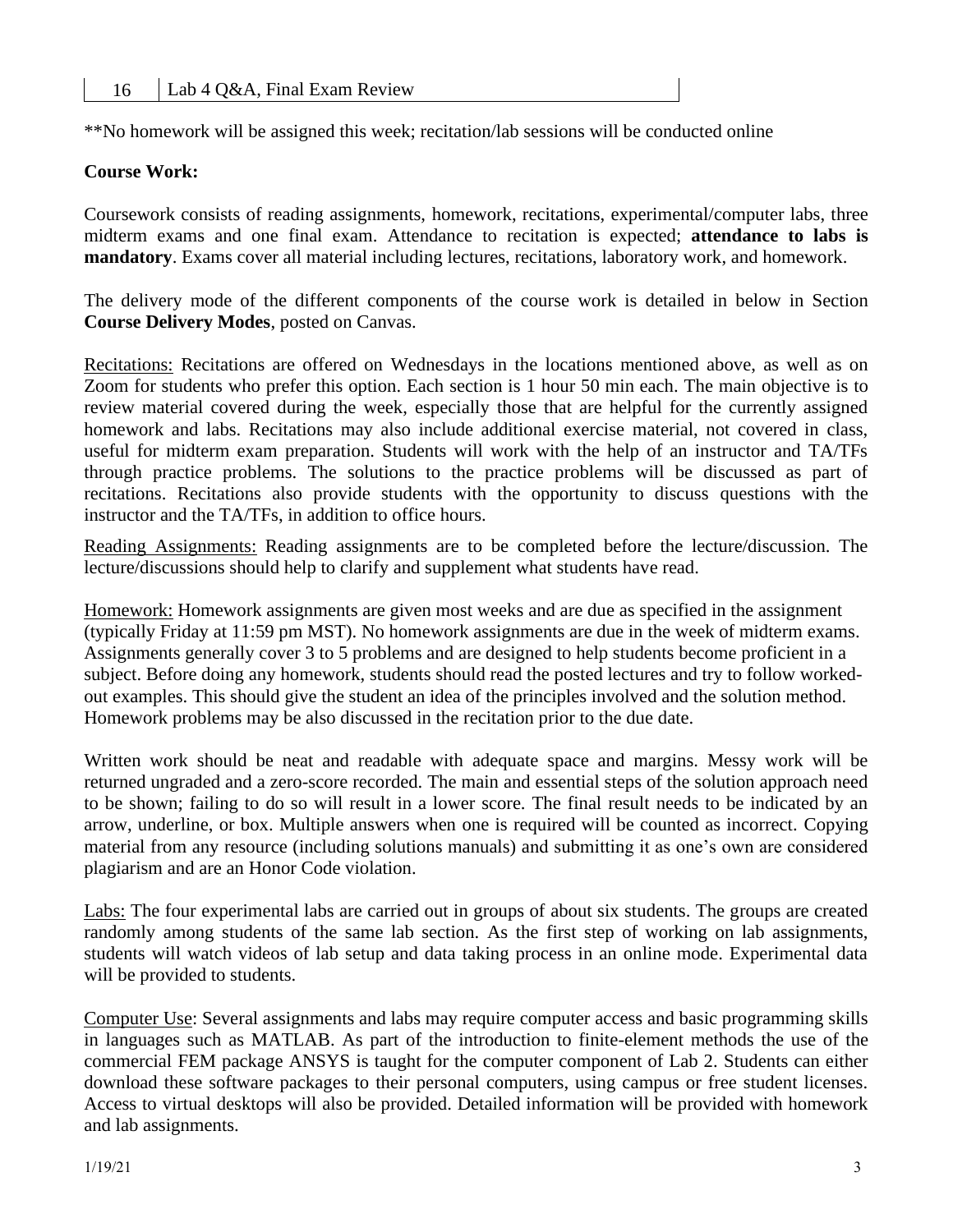| 16 | Lab 4 Q&A, Final Exam Review |
|---|---|

**No homework will be assigned this week; recitation/lab sessions will be conducted online

**Course Work:**

Coursework consists of reading assignments, homework, recitations, experimental/computer labs, three midterm exams and one final exam. Attendance to recitation is expected; **attendance to labs is mandatory**. Exams cover all material including lectures, recitations, laboratory work, and homework.

The delivery mode of the different components of the course work is detailed in below in Section **Course Delivery Modes**, posted on Canvas.

Recitations: Recitations are offered on Wednesdays in the locations mentioned above, as well as on Zoom for students who prefer this option. Each section is 1 hour 50 min each. The main objective is to review material covered during the week, especially those that are helpful for the currently assigned homework and labs. Recitations may also include additional exercise material, not covered in class, useful for midterm exam preparation. Students will work with the help of an instructor and TA/TFs through practice problems. The solutions to the practice problems will be discussed as part of recitations. Recitations also provide students with the opportunity to discuss questions with the instructor and the TA/TFs, in addition to office hours.

Reading Assignments: Reading assignments are to be completed before the lecture/discussion. The lecture/discussions should help to clarify and supplement what students have read.

Homework: Homework assignments are given most weeks and are due as specified in the assignment (typically Friday at 11:59 pm MST). No homework assignments are due in the week of midterm exams. Assignments generally cover 3 to 5 problems and are designed to help students become proficient in a subject. Before doing any homework, students should read the posted lectures and try to follow worked-out examples. This should give the student an idea of the principles involved and the solution method. Homework problems may be also discussed in the recitation prior to the due date.

Written work should be neat and readable with adequate space and margins. Messy work will be returned ungraded and a zero-score recorded. The main and essential steps of the solution approach need to be shown; failing to do so will result in a lower score. The final result needs to be indicated by an arrow, underline, or box. Multiple answers when one is required will be counted as incorrect. Copying material from any resource (including solutions manuals) and submitting it as one's own are considered plagiarism and are an Honor Code violation.

Labs: The four experimental labs are carried out in groups of about six students. The groups are created randomly among students of the same lab section. As the first step of working on lab assignments, students will watch videos of lab setup and data taking process in an online mode. Experimental data will be provided to students.

Computer Use: Several assignments and labs may require computer access and basic programming skills in languages such as MATLAB. As part of the introduction to finite-element methods the use of the commercial FEM package ANSYS is taught for the computer component of Lab 2. Students can either download these software packages to their personal computers, using campus or free student licenses. Access to virtual desktops will also be provided. Detailed information will be provided with homework and lab assignments.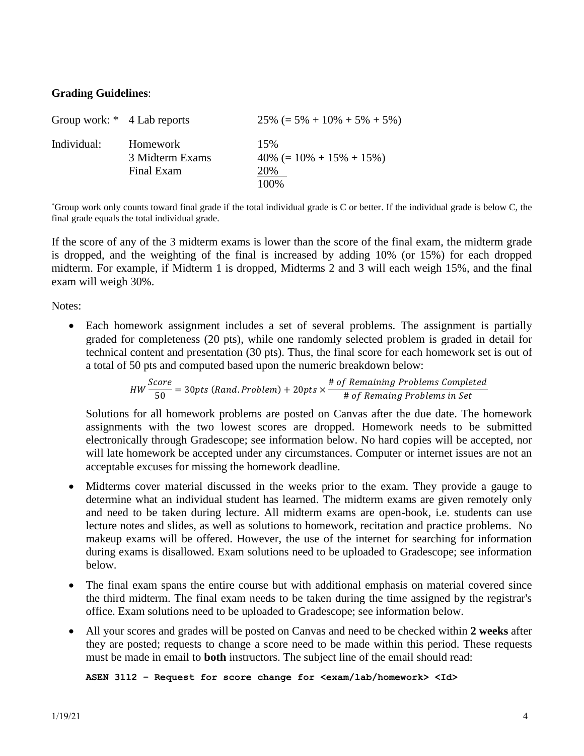**Grading Guidelines**:

| | | |
|---|---|---|
| Group work: * | 4 Lab reports | 25% (= 5% + 10% + 5% + 5%) |
| Individual: | Homework | 15% |
| | 3 Midterm Exams | 40% (= 10% + 15% + 15%) |
| | Final Exam | 20% |
| | | 100% |

*Group work only counts toward final grade if the total individual grade is C or better. If the individual grade is below C, the final grade equals the total individual grade.

If the score of any of the 3 midterm exams is lower than the score of the final exam, the midterm grade is dropped, and the weighting of the final is increased by adding 10% (or 15%) for each dropped midterm. For example, if Midterm 1 is dropped, Midterms 2 and 3 will each weigh 15%, and the final exam will weigh 30%.

Notes:

- Each homework assignment includes a set of several problems. The assignment is partially graded for completeness (20 pts), while one randomly selected problem is graded in detail for technical content and presentation (30 pts). Thus, the final score for each homework set is out of a total of 50 pts and computed based upon the numeric breakdown below:

  $$HW\,\frac{Score}{50} = 30pts\ (Rand.Problem) + 20pts \times \frac{\#\ of\ Remaining\ Problems\ Completed}{\#\ of\ Remaing\ Problems\ in\ Set}$$

  Solutions for all homework problems are posted on Canvas after the due date. The homework assignments with the two lowest scores are dropped. Homework needs to be submitted electronically through Gradescope; see information below. No hard copies will be accepted, nor will late homework be accepted under any circumstances. Computer or internet issues are not an acceptable excuses for missing the homework deadline.

- Midterms cover material discussed in the weeks prior to the exam. They provide a gauge to determine what an individual student has learned. The midterm exams are given remotely only and need to be taken during lecture. All midterm exams are open-book, i.e. students can use lecture notes and slides, as well as solutions to homework, recitation and practice problems. No makeup exams will be offered. However, the use of the internet for searching for information during exams is disallowed. Exam solutions need to be uploaded to Gradescope; see information below.

- The final exam spans the entire course but with additional emphasis on material covered since the third midterm. The final exam needs to be taken during the time assigned by the registrar's office. Exam solutions need to be uploaded to Gradescope; see information below.

- All your scores and grades will be posted on Canvas and need to be checked within **2 weeks** after they are posted; requests to change a score need to be made within this period. These requests must be made in email to **both** instructors. The subject line of the email should read:

  **`ASEN 3112 – Request for score change for <exam/lab/homework> <Id>`**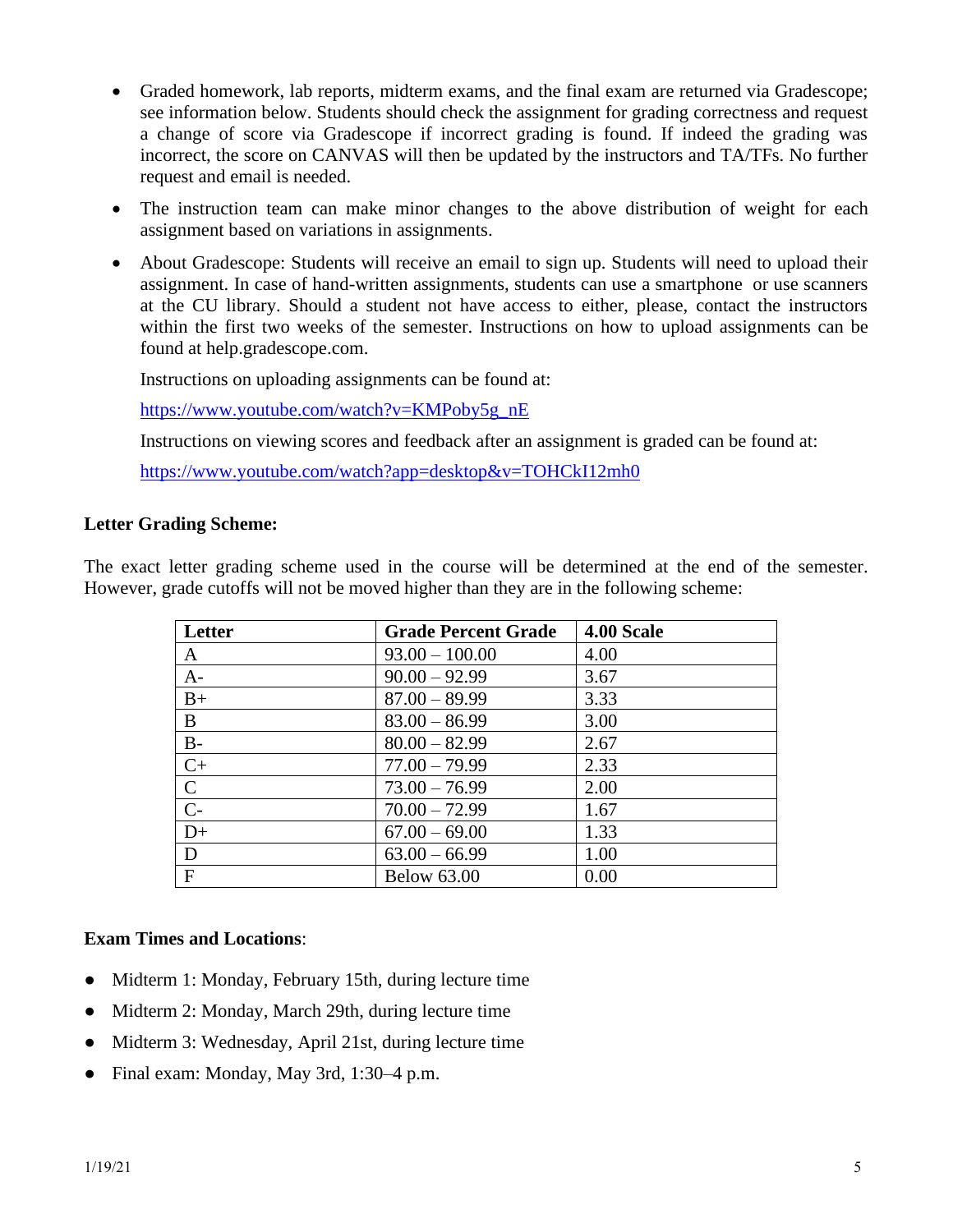- Graded homework, lab reports, midterm exams, and the final exam are returned via Gradescope; see information below. Students should check the assignment for grading correctness and request a change of score via Gradescope if incorrect grading is found. If indeed the grading was incorrect, the score on CANVAS will then be updated by the instructors and TA/TFs. No further request and email is needed.

- The instruction team can make minor changes to the above distribution of weight for each assignment based on variations in assignments.

- About Gradescope: Students will receive an email to sign up. Students will need to upload their assignment. In case of hand-written assignments, students can use a smartphone or use scanners at the CU library. Should a student not have access to either, please, contact the instructors within the first two weeks of the semester. Instructions on how to upload assignments can be found at help.gradescope.com.

  Instructions on uploading assignments can be found at:

  https://www.youtube.com/watch?v=KMPoby5g_nE

  Instructions on viewing scores and feedback after an assignment is graded can be found at:

  https://www.youtube.com/watch?app=desktop&v=TOHCkI12mh0

**Letter Grading Scheme:**

The exact letter grading scheme used in the course will be determined at the end of the semester. However, grade cutoffs will not be moved higher than they are in the following scheme:

| Letter | Grade Percent Grade | 4.00 Scale |
|---|---|---|
| A | 93.00 – 100.00 | 4.00 |
| A- | 90.00 – 92.99 | 3.67 |
| B+ | 87.00 – 89.99 | 3.33 |
| B | 83.00 – 86.99 | 3.00 |
| B- | 80.00 – 82.99 | 2.67 |
| C+ | 77.00 – 79.99 | 2.33 |
| C | 73.00 – 76.99 | 2.00 |
| C- | 70.00 – 72.99 | 1.67 |
| D+ | 67.00 – 69.00 | 1.33 |
| D | 63.00 – 66.99 | 1.00 |
| F | Below 63.00 | 0.00 |

**Exam Times and Locations**:

- Midterm 1: Monday, February 15th, during lecture time
- Midterm 2: Monday, March 29th, during lecture time
- Midterm 3: Wednesday, April 21st, during lecture time
- Final exam: Monday, May 3rd, 1:30–4 p.m.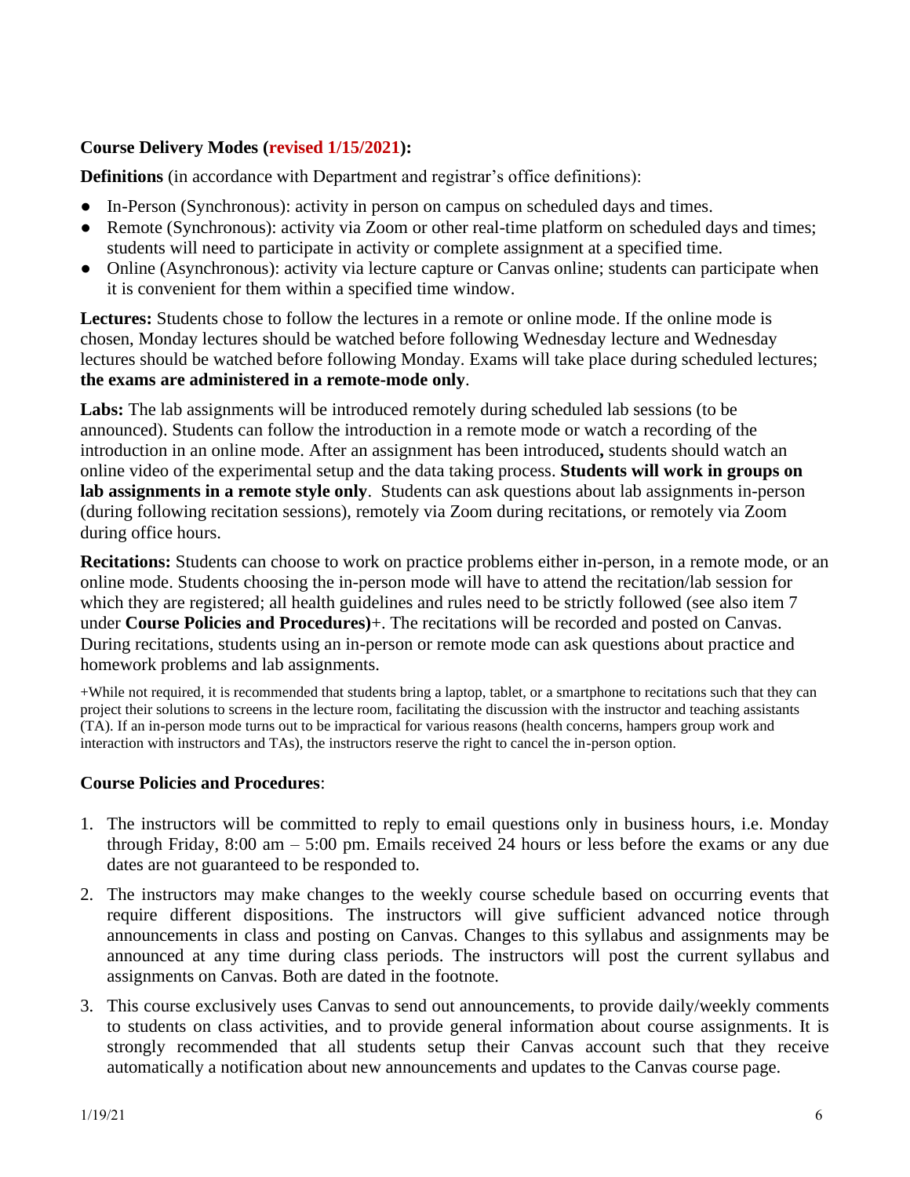**Course Delivery Modes (revised 1/15/2021):**

**Definitions** (in accordance with Department and registrar's office definitions):

- In-Person (Synchronous): activity in person on campus on scheduled days and times.
- Remote (Synchronous): activity via Zoom or other real-time platform on scheduled days and times; students will need to participate in activity or complete assignment at a specified time.
- Online (Asynchronous): activity via lecture capture or Canvas online; students can participate when it is convenient for them within a specified time window.

**Lectures:** Students chose to follow the lectures in a remote or online mode. If the online mode is chosen, Monday lectures should be watched before following Wednesday lecture and Wednesday lectures should be watched before following Monday. Exams will take place during scheduled lectures; **the exams are administered in a remote-mode only**.

**Labs:** The lab assignments will be introduced remotely during scheduled lab sessions (to be announced). Students can follow the introduction in a remote mode or watch a recording of the introduction in an online mode. After an assignment has been introduced**,** students should watch an online video of the experimental setup and the data taking process. **Students will work in groups on lab assignments in a remote style only**. Students can ask questions about lab assignments in-person (during following recitation sessions), remotely via Zoom during recitations, or remotely via Zoom during office hours.

**Recitations:** Students can choose to work on practice problems either in-person, in a remote mode, or an online mode. Students choosing the in-person mode will have to attend the recitation/lab session for which they are registered; all health guidelines and rules need to be strictly followed (see also item 7 under **Course Policies and Procedures)**+. The recitations will be recorded and posted on Canvas. During recitations, students using an in-person or remote mode can ask questions about practice and homework problems and lab assignments.

+While not required, it is recommended that students bring a laptop, tablet, or a smartphone to recitations such that they can project their solutions to screens in the lecture room, facilitating the discussion with the instructor and teaching assistants (TA). If an in-person mode turns out to be impractical for various reasons (health concerns, hampers group work and interaction with instructors and TAs), the instructors reserve the right to cancel the in-person option.

**Course Policies and Procedures**:

1. The instructors will be committed to reply to email questions only in business hours, i.e. Monday through Friday, 8:00 am – 5:00 pm. Emails received 24 hours or less before the exams or any due dates are not guaranteed to be responded to.
2. The instructors may make changes to the weekly course schedule based on occurring events that require different dispositions. The instructors will give sufficient advanced notice through announcements in class and posting on Canvas. Changes to this syllabus and assignments may be announced at any time during class periods. The instructors will post the current syllabus and assignments on Canvas. Both are dated in the footnote.
3. This course exclusively uses Canvas to send out announcements, to provide daily/weekly comments to students on class activities, and to provide general information about course assignments. It is strongly recommended that all students setup their Canvas account such that they receive automatically a notification about new announcements and updates to the Canvas course page.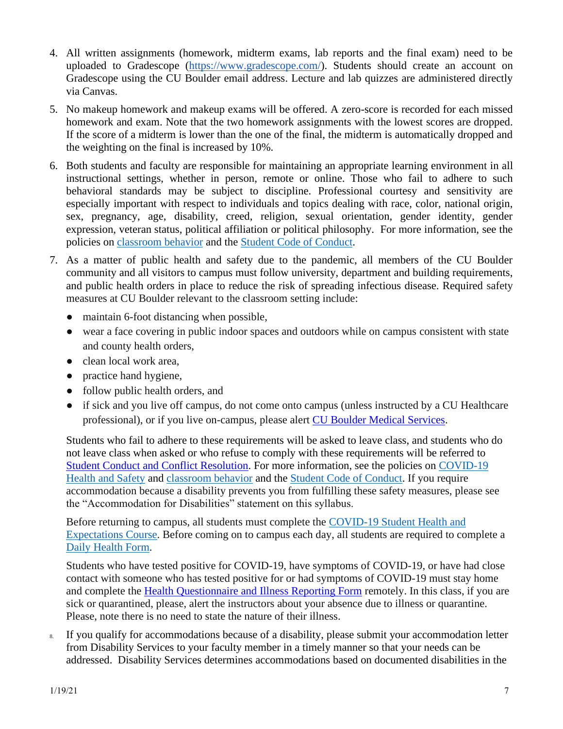4. All written assignments (homework, midterm exams, lab reports and the final exam) need to be uploaded to Gradescope (https://www.gradescope.com/). Students should create an account on Gradescope using the CU Boulder email address. Lecture and lab quizzes are administered directly via Canvas.

5. No makeup homework and makeup exams will be offered. A zero-score is recorded for each missed homework and exam. Note that the two homework assignments with the lowest scores are dropped. If the score of a midterm is lower than the one of the final, the midterm is automatically dropped and the weighting on the final is increased by 10%.

6. Both students and faculty are responsible for maintaining an appropriate learning environment in all instructional settings, whether in person, remote or online. Those who fail to adhere to such behavioral standards may be subject to discipline. Professional courtesy and sensitivity are especially important with respect to individuals and topics dealing with race, color, national origin, sex, pregnancy, age, disability, creed, religion, sexual orientation, gender identity, gender expression, veteran status, political affiliation or political philosophy. For more information, see the policies on classroom behavior and the Student Code of Conduct.

7. As a matter of public health and safety due to the pandemic, all members of the CU Boulder community and all visitors to campus must follow university, department and building requirements, and public health orders in place to reduce the risk of spreading infectious disease. Required safety measures at CU Boulder relevant to the classroom setting include:

   - maintain 6-foot distancing when possible,
   - wear a face covering in public indoor spaces and outdoors while on campus consistent with state and county health orders,
   - clean local work area,
   - practice hand hygiene,
   - follow public health orders, and
   - if sick and you live off campus, do not come onto campus (unless instructed by a CU Healthcare professional), or if you live on-campus, please alert CU Boulder Medical Services.

   Students who fail to adhere to these requirements will be asked to leave class, and students who do not leave class when asked or who refuse to comply with these requirements will be referred to Student Conduct and Conflict Resolution. For more information, see the policies on COVID-19 Health and Safety and classroom behavior and the Student Code of Conduct. If you require accommodation because a disability prevents you from fulfilling these safety measures, please see the "Accommodation for Disabilities" statement on this syllabus.

   Before returning to campus, all students must complete the COVID-19 Student Health and Expectations Course. Before coming on to campus each day, all students are required to complete a Daily Health Form.

   Students who have tested positive for COVID-19, have symptoms of COVID-19, or have had close contact with someone who has tested positive for or had symptoms of COVID-19 must stay home and complete the Health Questionnaire and Illness Reporting Form remotely. In this class, if you are sick or quarantined, please, alert the instructors about your absence due to illness or quarantine. Please, note there is no need to state the nature of their illness.

8. If you qualify for accommodations because of a disability, please submit your accommodation letter from Disability Services to your faculty member in a timely manner so that your needs can be addressed. Disability Services determines accommodations based on documented disabilities in the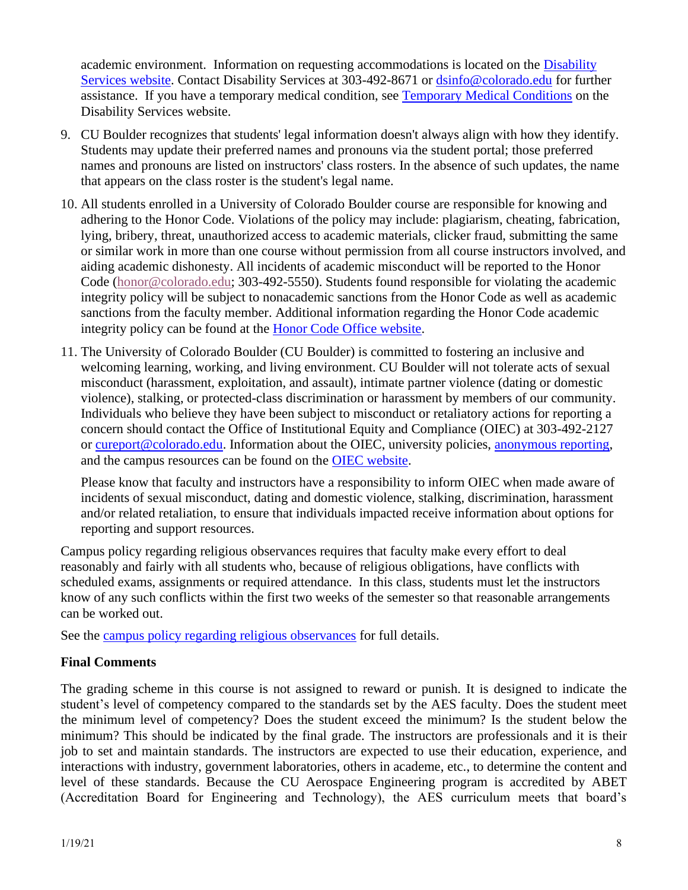academic environment. Information on requesting accommodations is located on the Disability Services website. Contact Disability Services at 303-492-8671 or dsinfo@colorado.edu for further assistance. If you have a temporary medical condition, see Temporary Medical Conditions on the Disability Services website.

9. CU Boulder recognizes that students' legal information doesn't always align with how they identify. Students may update their preferred names and pronouns via the student portal; those preferred names and pronouns are listed on instructors' class rosters. In the absence of such updates, the name that appears on the class roster is the student's legal name.

10. All students enrolled in a University of Colorado Boulder course are responsible for knowing and adhering to the Honor Code. Violations of the policy may include: plagiarism, cheating, fabrication, lying, bribery, threat, unauthorized access to academic materials, clicker fraud, submitting the same or similar work in more than one course without permission from all course instructors involved, and aiding academic dishonesty. All incidents of academic misconduct will be reported to the Honor Code (honor@colorado.edu; 303-492-5550). Students found responsible for violating the academic integrity policy will be subject to nonacademic sanctions from the Honor Code as well as academic sanctions from the faculty member. Additional information regarding the Honor Code academic integrity policy can be found at the Honor Code Office website.

11. The University of Colorado Boulder (CU Boulder) is committed to fostering an inclusive and welcoming learning, working, and living environment. CU Boulder will not tolerate acts of sexual misconduct (harassment, exploitation, and assault), intimate partner violence (dating or domestic violence), stalking, or protected-class discrimination or harassment by members of our community. Individuals who believe they have been subject to misconduct or retaliatory actions for reporting a concern should contact the Office of Institutional Equity and Compliance (OIEC) at 303-492-2127 or cureport@colorado.edu. Information about the OIEC, university policies, anonymous reporting, and the campus resources can be found on the OIEC website.

    Please know that faculty and instructors have a responsibility to inform OIEC when made aware of incidents of sexual misconduct, dating and domestic violence, stalking, discrimination, harassment and/or related retaliation, to ensure that individuals impacted receive information about options for reporting and support resources.

Campus policy regarding religious observances requires that faculty make every effort to deal reasonably and fairly with all students who, because of religious obligations, have conflicts with scheduled exams, assignments or required attendance. In this class, students must let the instructors know of any such conflicts within the first two weeks of the semester so that reasonable arrangements can be worked out.

See the campus policy regarding religious observances for full details.

**Final Comments**

The grading scheme in this course is not assigned to reward or punish. It is designed to indicate the student's level of competency compared to the standards set by the AES faculty. Does the student meet the minimum level of competency? Does the student exceed the minimum? Is the student below the minimum? This should be indicated by the final grade. The instructors are professionals and it is their job to set and maintain standards. The instructors are expected to use their education, experience, and interactions with industry, government laboratories, others in academe, etc., to determine the content and level of these standards. Because the CU Aerospace Engineering program is accredited by ABET (Accreditation Board for Engineering and Technology), the AES curriculum meets that board's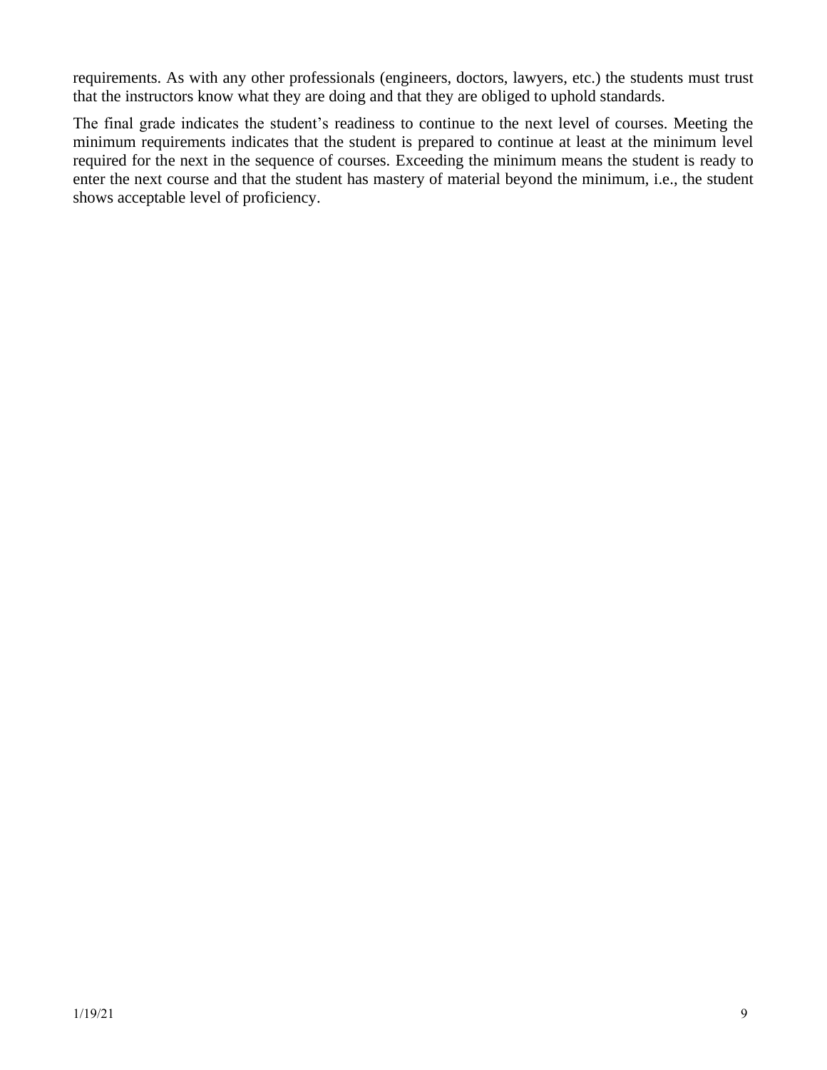requirements. As with any other professionals (engineers, doctors, lawyers, etc.) the students must trust that the instructors know what they are doing and that they are obliged to uphold standards.

The final grade indicates the student's readiness to continue to the next level of courses. Meeting the minimum requirements indicates that the student is prepared to continue at least at the minimum level required for the next in the sequence of courses. Exceeding the minimum means the student is ready to enter the next course and that the student has mastery of material beyond the minimum, i.e., the student shows acceptable level of proficiency.